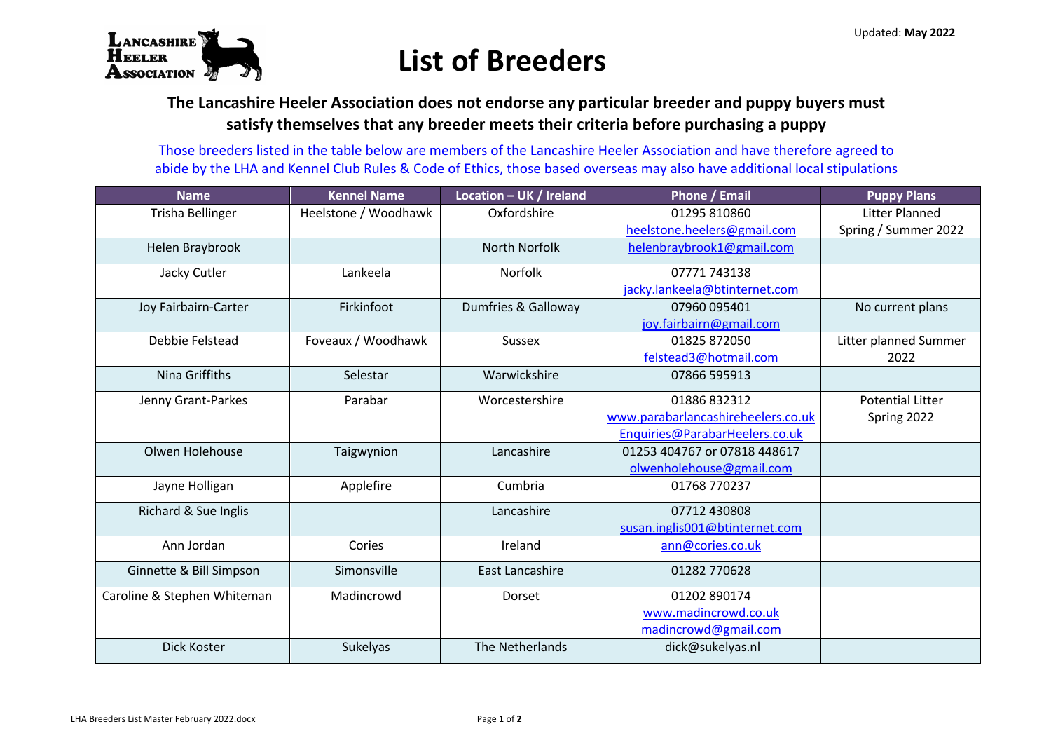Updated: **May 2022**

LANCASHIRE HEELER ASSOCIATION

# List of Breeders

**The Lancashire Heeler Association does not endorse any particular breeder and puppy buyers must satisfy themselves that any breeder meets their criteria before purchasing a puppy**

Those breeders listed in the table below are members of the Lancashire Heeler Association and have therefore agreed to abide by the LHA and Kennel Club Rules & Code of Ethics, those based overseas may also have additional local stipulations

| Name | Kennel Name | Location – UK / Ireland | Phone / Email | Puppy Plans |
|---|---|---|---|---|
| Trisha Bellinger | Heelstone / Woodhawk | Oxfordshire | 01295 810860<br>heelstone.heelers@gmail.com | Litter Planned Spring / Summer 2022 |
| Helen Braybrook | | North Norfolk | helenbraybrook1@gmail.com | |
| Jacky Cutler | Lankeela | Norfolk | 07771 743138<br>jacky.lankeela@btinternet.com | |
| Joy Fairbairn-Carter | Firkinfoot | Dumfries & Galloway | 07960 095401<br>joy.fairbairn@gmail.com | No current plans |
| Debbie Felstead | Foveaux / Woodhawk | Sussex | 01825 872050<br>felstead3@hotmail.com | Litter planned Summer 2022 |
| Nina Griffiths | Selestar | Warwickshire | 07866 595913 | |
| Jenny Grant-Parkes | Parabar | Worcestershire | 01886 832312<br>www.parabarlancashireheelers.co.uk<br>Enquiries@ParabarHeelers.co.uk | Potential Litter Spring 2022 |
| Olwen Holehouse | Taigwynion | Lancashire | 01253 404767 or 07818 448617<br>olwenholehouse@gmail.com | |
| Jayne Holligan | Applefire | Cumbria | 01768 770237 | |
| Richard & Sue Inglis | | Lancashire | 07712 430808<br>susan.inglis001@btinternet.com | |
| Ann Jordan | Cories | Ireland | ann@cories.co.uk | |
| Ginnette & Bill Simpson | Simonsville | East Lancashire | 01282 770628 | |
| Caroline & Stephen Whiteman | Madincrowd | Dorset | 01202 890174<br>www.madincrowd.co.uk<br>madincrowd@gmail.com | |
| Dick Koster | Sukelyas | The Netherlands | dick@sukelyas.nl | |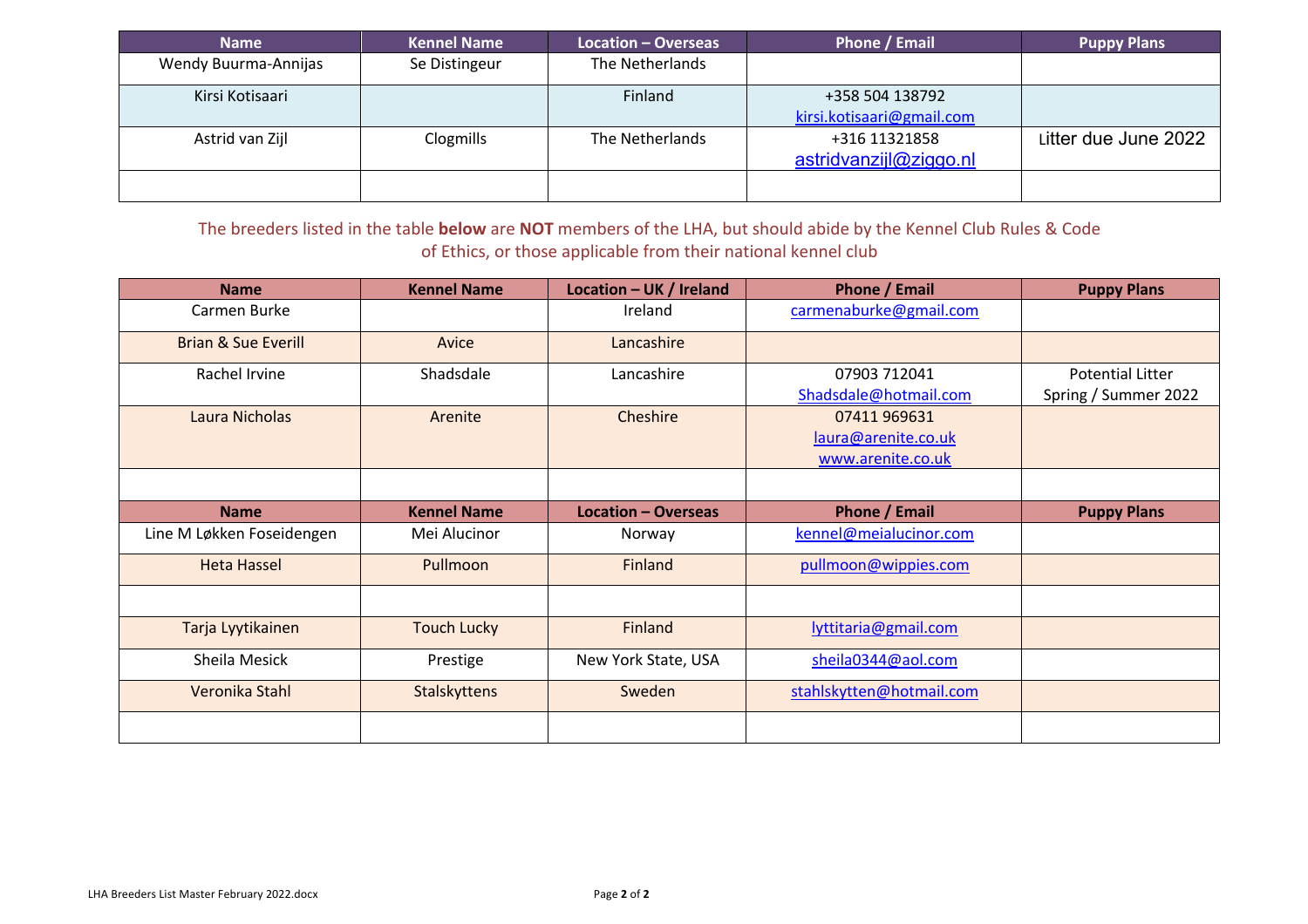| Name | Kennel Name | Location – Overseas | Phone / Email | Puppy Plans |
|---|---|---|---|---|
| Wendy Buurma-Annijas | Se Distingeur | The Netherlands | | |
| Kirsi Kotisaari | | Finland | +358 504 138792<br>kirsi.kotisaari@gmail.com | |
| Astrid van Zijl | Clogmills | The Netherlands | +316 11321858<br>astridvanzijl@ziggo.nl | Litter due June 2022 |
| | | | | |

The breeders listed in the table **below** are **NOT** members of the LHA, but should abide by the Kennel Club Rules & Code of Ethics, or those applicable from their national kennel club

| Name | Kennel Name | Location – UK / Ireland | Phone / Email | Puppy Plans |
|---|---|---|---|---|
| Carmen Burke | | Ireland | carmenaburke@gmail.com | |
| Brian & Sue Everill | Avice | Lancashire | | |
| Rachel Irvine | Shadsdale | Lancashire | 07903 712041<br>Shadsdale@hotmail.com | Potential Litter Spring / Summer 2022 |
| Laura Nicholas | Arenite | Cheshire | 07411 969631<br>laura@arenite.co.uk<br>www.arenite.co.uk | |
| | | | | |
| **Name** | **Kennel Name** | **Location – Overseas** | **Phone / Email** | **Puppy Plans** |
| Line M Løkken Foseidengen | Mei Alucinor | Norway | kennel@meialucinor.com | |
| Heta Hassel | Pullmoon | Finland | pullmoon@wippies.com | |
| | | | | |
| Tarja Lyytikainen | Touch Lucky | Finland | lyttitaria@gmail.com | |
| Sheila Mesick | Prestige | New York State, USA | sheila0344@aol.com | |
| Veronika Stahl | Stalskyttens | Sweden | stahlskytten@hotmail.com | |
| | | | | |